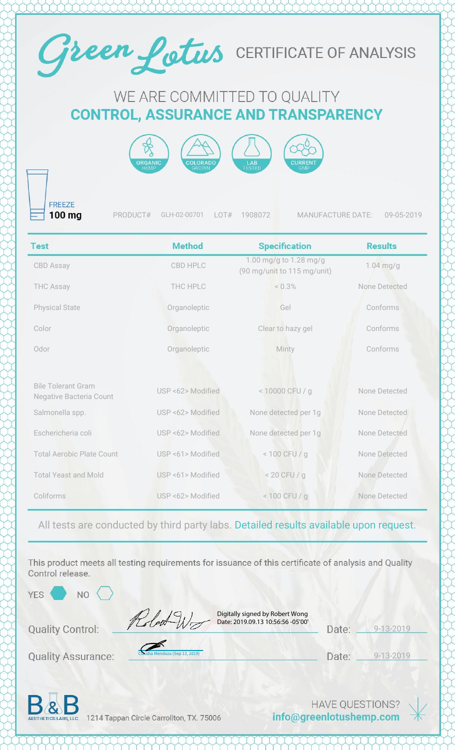# Green Lotus CERTIFICATE OF ANALYSIS

## WE ARE COMMITTED TO QUALITY
## CONTROL, ASSURANCE AND TRANSPARENCY

ORGANIC HEMP | COLORADO GROWN | LAB TESTED | CURRENT GMP

**FREEZE**
**100 mg**

PRODUCT# GLH-02-00701 LOT# 1908072 MANUFACTURE DATE: 09-05-2019

| Test | Method | Specification | Results |
|---|---|---|---|
| CBD Assay | CBD HPLC | 1.00 mg/g to 1.28 mg/g (90 mg/unit to 115 mg/unit) | 1.04 mg/g |
| THC Assay | THC HPLC | < 0.3% | None Detected |
| Physical State | Organoleptic | Gel | Conforms |
| Color | Organoleptic | Clear to hazy gel | Conforms |
| Odor | Organoleptic | Minty | Conforms |
| Bile Tolerant Gram Negative Bacteria Count | USP <62> Modified | < 10000 CFU / g | None Detected |
| Salmonella spp. | USP <62> Modified | None detected per 1g | None Detected |
| Eschericheria coli | USP <62> Modified | None detected per 1g | None Detected |
| Total Aerobic Plate Count | USP <61> Modified | < 100 CFU / g | None Detected |
| Total Yeast and Mold | USP <61> Modified | < 20 CFU / g | None Detected |
| Coliforms | USP <62> Modified | < 100 CFU / g | None Detected |

All tests are conducted by third party labs. Detailed results available upon request.

This product meets all testing requirements for issuance of this certificate of analysis and Quality Control release.

YES ⬢ NO ⬡

Quality Control: Digitally signed by Robert Wong Date: 2019.09.13 10:56:56 -05'00' Date: 9-13-2019

Quality Assurance: Claudia Mendoza (Sep 13, 2019) Date: 9-13-2019

B&B AESTHETICS LABS, LLC. 1214 Tappan Circle Carrollton, TX. 75006

HAVE QUESTIONS? **info@greenlotushemp.com**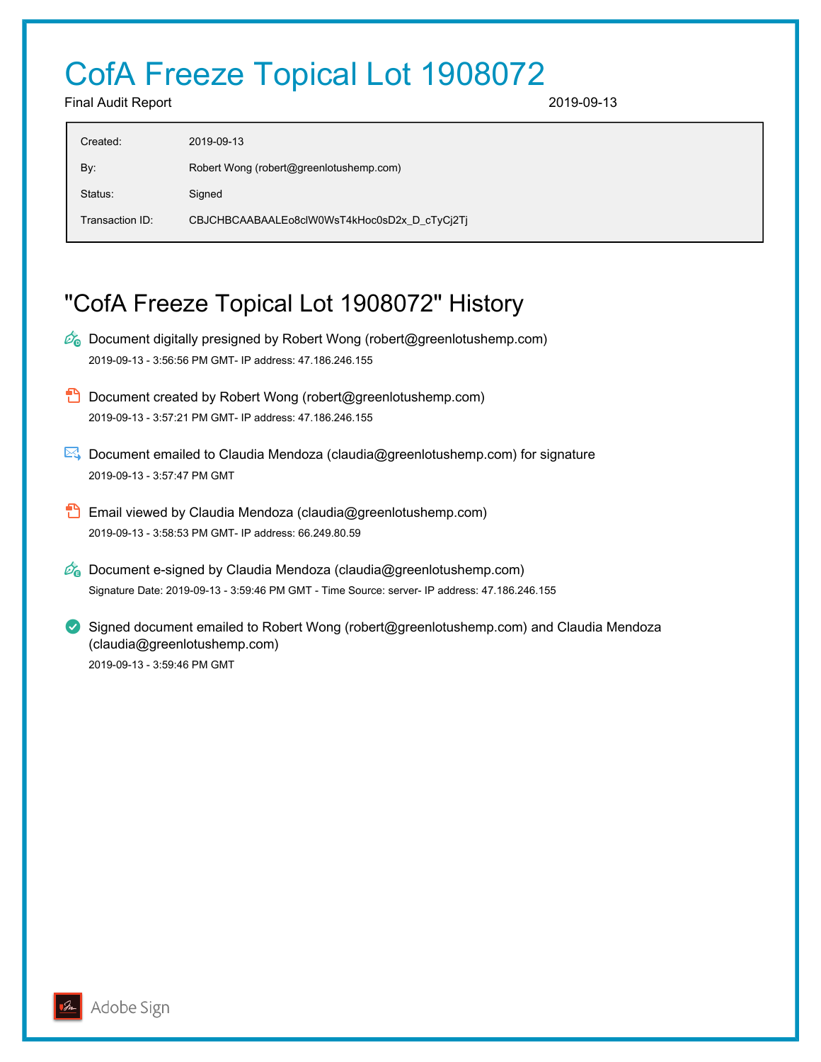# CofA Freeze Topical Lot 1908072

Final Audit Report 2019-09-13

| | |
|---|---|
| Created: | 2019-09-13 |
| By: | Robert Wong (robert@greenlotushemp.com) |
| Status: | Signed |
| Transaction ID: | CBJCHBCAABAALEo8clW0WsT4kHoc0sD2x_D_cTyCj2Tj |

## "CofA Freeze Topical Lot 1908072" History

- Document digitally presigned by Robert Wong (robert@greenlotushemp.com)
  2019-09-13 - 3:56:56 PM GMT- IP address: 47.186.246.155

- Document created by Robert Wong (robert@greenlotushemp.com)
  2019-09-13 - 3:57:21 PM GMT- IP address: 47.186.246.155

- Document emailed to Claudia Mendoza (claudia@greenlotushemp.com) for signature
  2019-09-13 - 3:57:47 PM GMT

- Email viewed by Claudia Mendoza (claudia@greenlotushemp.com)
  2019-09-13 - 3:58:53 PM GMT- IP address: 66.249.80.59

- Document e-signed by Claudia Mendoza (claudia@greenlotushemp.com)
  Signature Date: 2019-09-13 - 3:59:46 PM GMT - Time Source: server- IP address: 47.186.246.155

- Signed document emailed to Robert Wong (robert@greenlotushemp.com) and Claudia Mendoza (claudia@greenlotushemp.com)
  2019-09-13 - 3:59:46 PM GMT

Adobe Sign